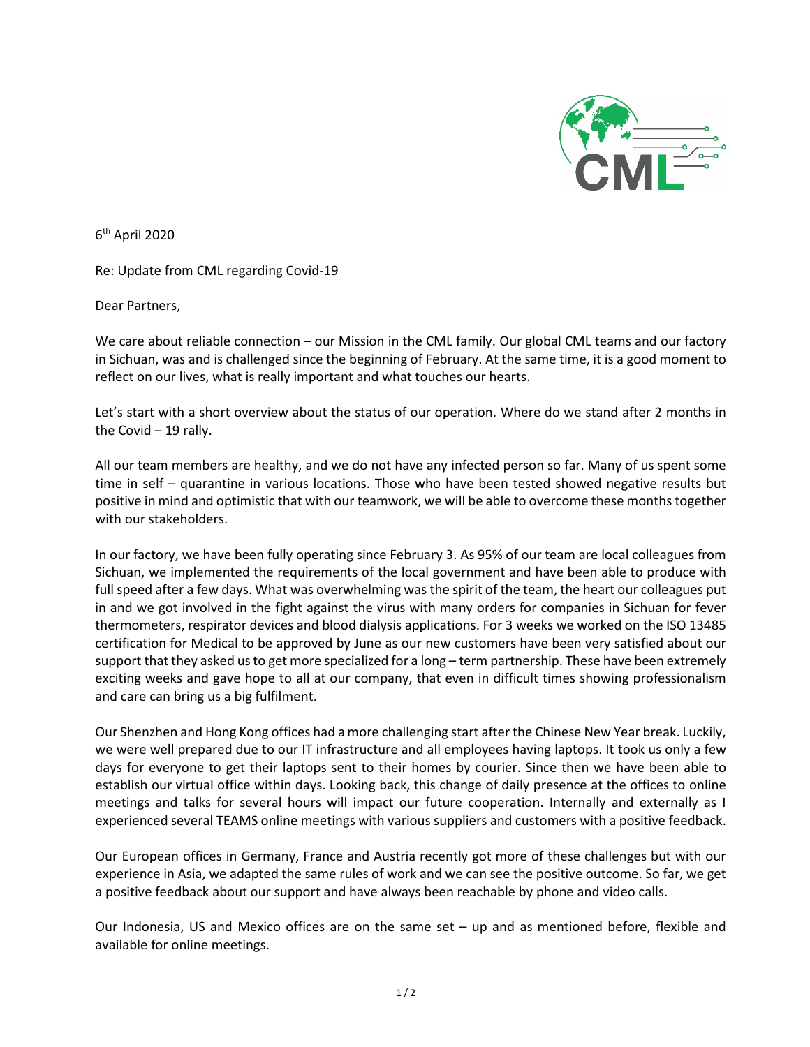6th April 2020

Re: Update from CML regarding Covid-19

Dear Partners,

We care about reliable connection – our Mission in the CML family. Our global CML teams and our factory in Sichuan, was and is challenged since the beginning of February. At the same time, it is a good moment to reflect on our lives, what is really important and what touches our hearts.

Let's start with a short overview about the status of our operation. Where do we stand after 2 months in the Covid – 19 rally.

All our team members are healthy, and we do not have any infected person so far. Many of us spent some time in self – quarantine in various locations. Those who have been tested showed negative results but positive in mind and optimistic that with our teamwork, we will be able to overcome these months together with our stakeholders.

In our factory, we have been fully operating since February 3. As 95% of our team are local colleagues from Sichuan, we implemented the requirements of the local government and have been able to produce with full speed after a few days. What was overwhelming was the spirit of the team, the heart our colleagues put in and we got involved in the fight against the virus with many orders for companies in Sichuan for fever thermometers, respirator devices and blood dialysis applications. For 3 weeks we worked on the ISO 13485 certification for Medical to be approved by June as our new customers have been very satisfied about our support that they asked us to get more specialized for a long – term partnership. These have been extremely exciting weeks and gave hope to all at our company, that even in difficult times showing professionalism and care can bring us a big fulfilment.

Our Shenzhen and Hong Kong offices had a more challenging start after the Chinese New Year break. Luckily, we were well prepared due to our IT infrastructure and all employees having laptops. It took us only a few days for everyone to get their laptops sent to their homes by courier. Since then we have been able to establish our virtual office within days. Looking back, this change of daily presence at the offices to online meetings and talks for several hours will impact our future cooperation. Internally and externally as I experienced several TEAMS online meetings with various suppliers and customers with a positive feedback.

Our European offices in Germany, France and Austria recently got more of these challenges but with our experience in Asia, we adapted the same rules of work and we can see the positive outcome. So far, we get a positive feedback about our support and have always been reachable by phone and video calls.

Our Indonesia, US and Mexico offices are on the same set – up and as mentioned before, flexible and available for online meetings.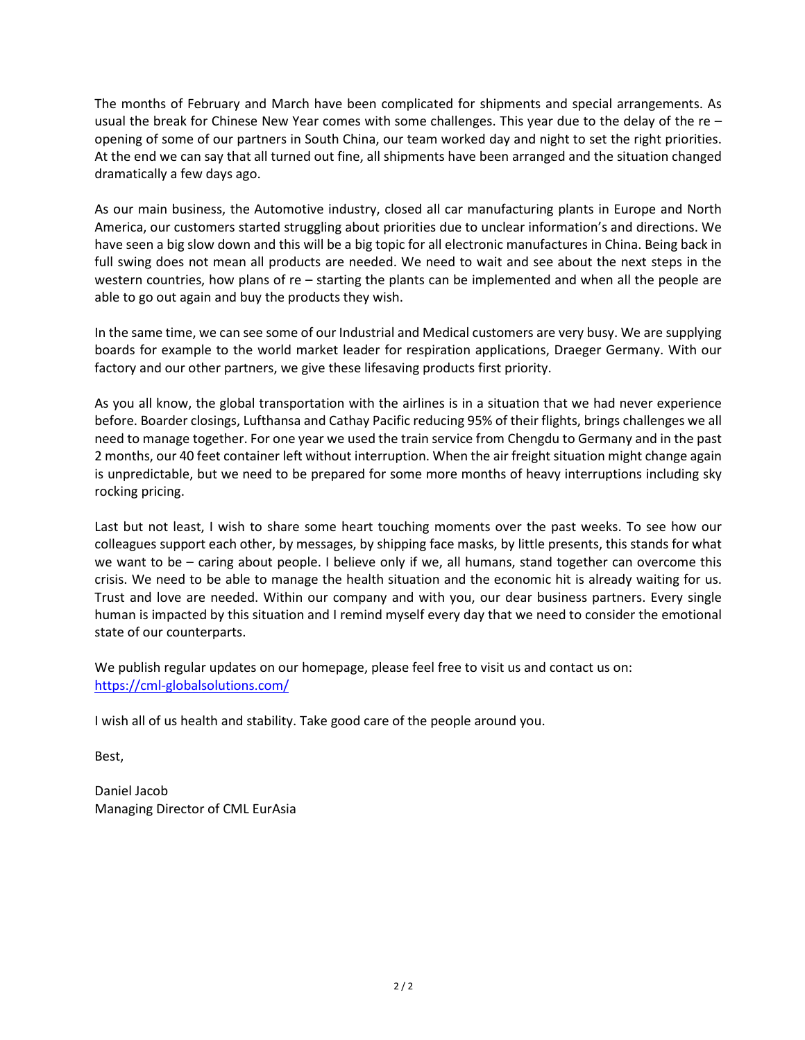The months of February and March have been complicated for shipments and special arrangements. As usual the break for Chinese New Year comes with some challenges. This year due to the delay of the re – opening of some of our partners in South China, our team worked day and night to set the right priorities. At the end we can say that all turned out fine, all shipments have been arranged and the situation changed dramatically a few days ago.

As our main business, the Automotive industry, closed all car manufacturing plants in Europe and North America, our customers started struggling about priorities due to unclear information's and directions. We have seen a big slow down and this will be a big topic for all electronic manufactures in China. Being back in full swing does not mean all products are needed. We need to wait and see about the next steps in the western countries, how plans of re – starting the plants can be implemented and when all the people are able to go out again and buy the products they wish.

In the same time, we can see some of our Industrial and Medical customers are very busy. We are supplying boards for example to the world market leader for respiration applications, Draeger Germany. With our factory and our other partners, we give these lifesaving products first priority.

As you all know, the global transportation with the airlines is in a situation that we had never experience before. Boarder closings, Lufthansa and Cathay Pacific reducing 95% of their flights, brings challenges we all need to manage together. For one year we used the train service from Chengdu to Germany and in the past 2 months, our 40 feet container left without interruption. When the air freight situation might change again is unpredictable, but we need to be prepared for some more months of heavy interruptions including sky rocking pricing.

Last but not least, I wish to share some heart touching moments over the past weeks. To see how our colleagues support each other, by messages, by shipping face masks, by little presents, this stands for what we want to be – caring about people. I believe only if we, all humans, stand together can overcome this crisis. We need to be able to manage the health situation and the economic hit is already waiting for us. Trust and love are needed. Within our company and with you, our dear business partners. Every single human is impacted by this situation and I remind myself every day that we need to consider the emotional state of our counterparts.

We publish regular updates on our homepage, please feel free to visit us and contact us on:
https://cml-globalsolutions.com/

I wish all of us health and stability. Take good care of the people around you.

Best,

Daniel Jacob
Managing Director of CML EurAsia